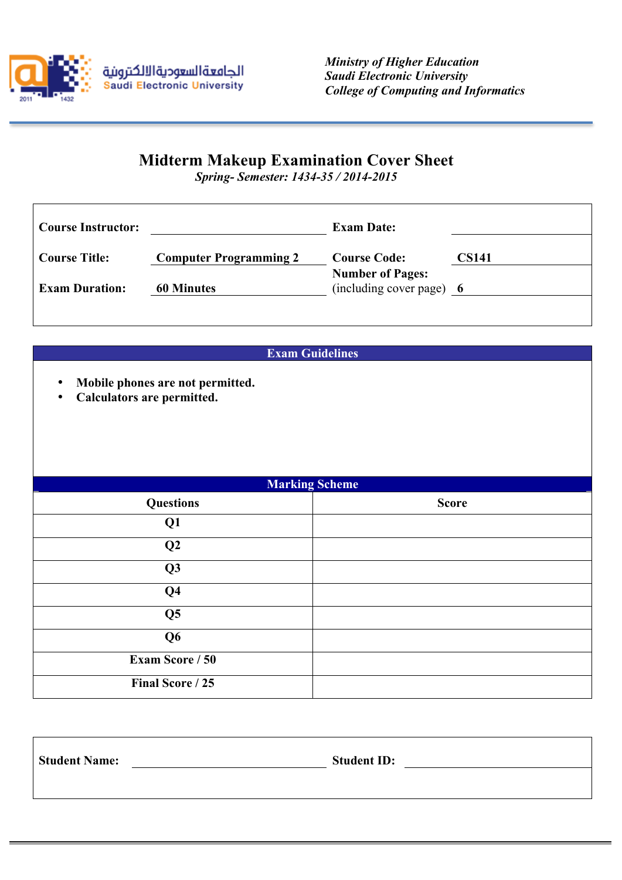الجامعة السعودية الالكترونية
Saudi Electronic University

*Ministry of Higher Education*
*Saudi Electronic University*
*College of Computing and Informatics*

# Midterm Makeup Examination Cover Sheet

*Spring- Semester: 1434-35 / 2014-2015*

| | | | |
|---|---|---|---|
| **Course Instructor:** | | **Exam Date:** | |
| **Course Title:** | **Computer Programming 2** | **Course Code:** | **CS141** |
| **Exam Duration:** | **60 Minutes** | **Number of Pages:** (including cover page) | **6** |

## Exam Guidelines

- **Mobile phones are not permitted.**
- **Calculators are permitted.**

## Marking Scheme

| Questions | Score |
|---|---|
| **Q1** | |
| **Q2** | |
| **Q3** | |
| **Q4** | |
| **Q5** | |
| **Q6** | |
| **Exam Score / 50** | |
| **Final Score / 25** | |

**Student Name:** ______________________ **Student ID:** ______________________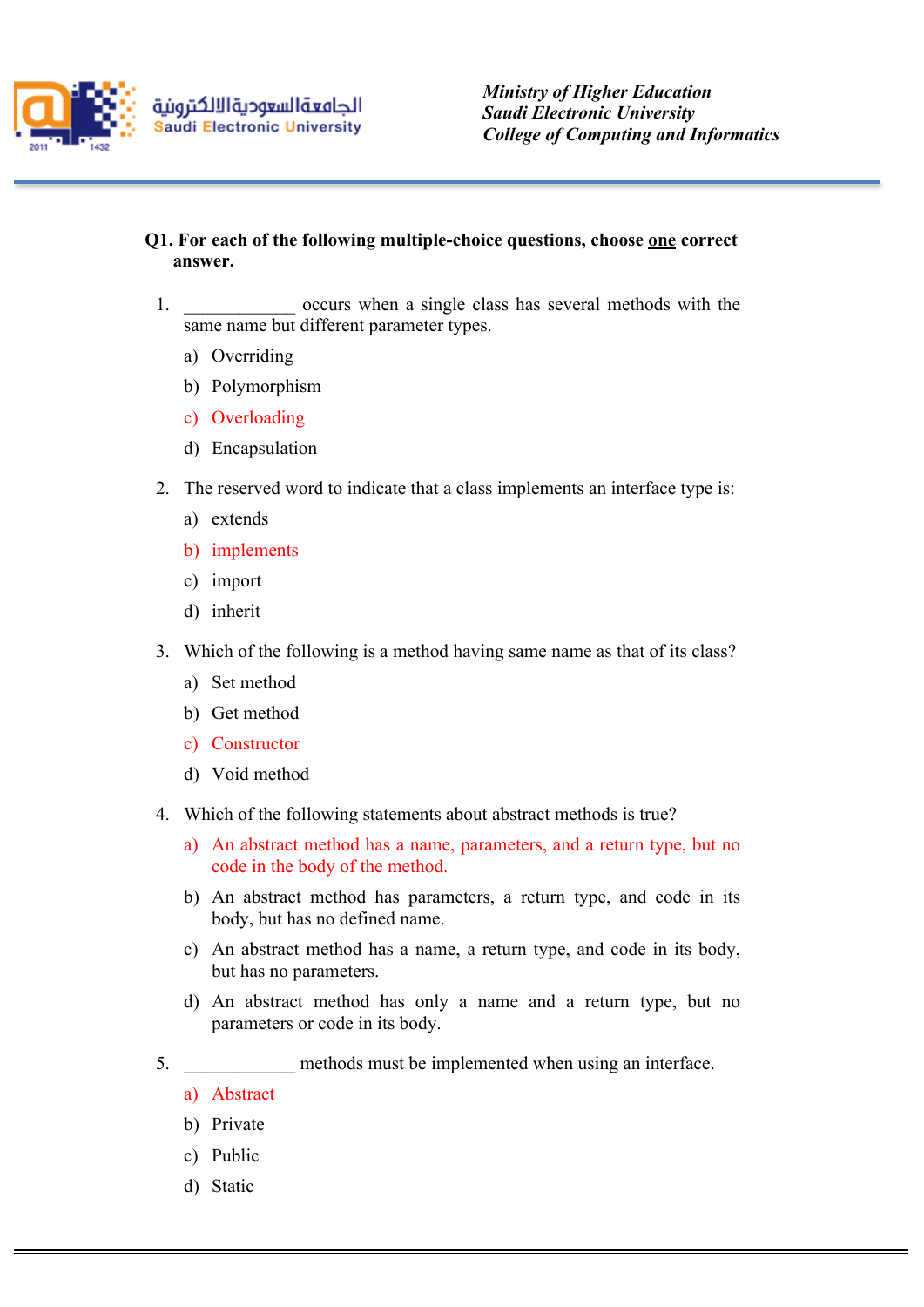**Q1. For each of the following multiple-choice questions, choose <u>one</u> correct answer.**

1. ____________ occurs when a single class has several methods with the same name but different parameter types.
   a) Overriding
   b) Polymorphism
   c) Overloading
   d) Encapsulation

2. The reserved word to indicate that a class implements an interface type is:
   a) extends
   b) implements
   c) import
   d) inherit

3. Which of the following is a method having same name as that of its class?
   a) Set method
   b) Get method
   c) Constructor
   d) Void method

4. Which of the following statements about abstract methods is true?
   a) An abstract method has a name, parameters, and a return type, but no code in the body of the method.
   b) An abstract method has parameters, a return type, and code in its body, but has no defined name.
   c) An abstract method has a name, a return type, and code in its body, but has no parameters.
   d) An abstract method has only a name and a return type, but no parameters or code in its body.

5. ____________ methods must be implemented when using an interface.
   a) Abstract
   b) Private
   c) Public
   d) Static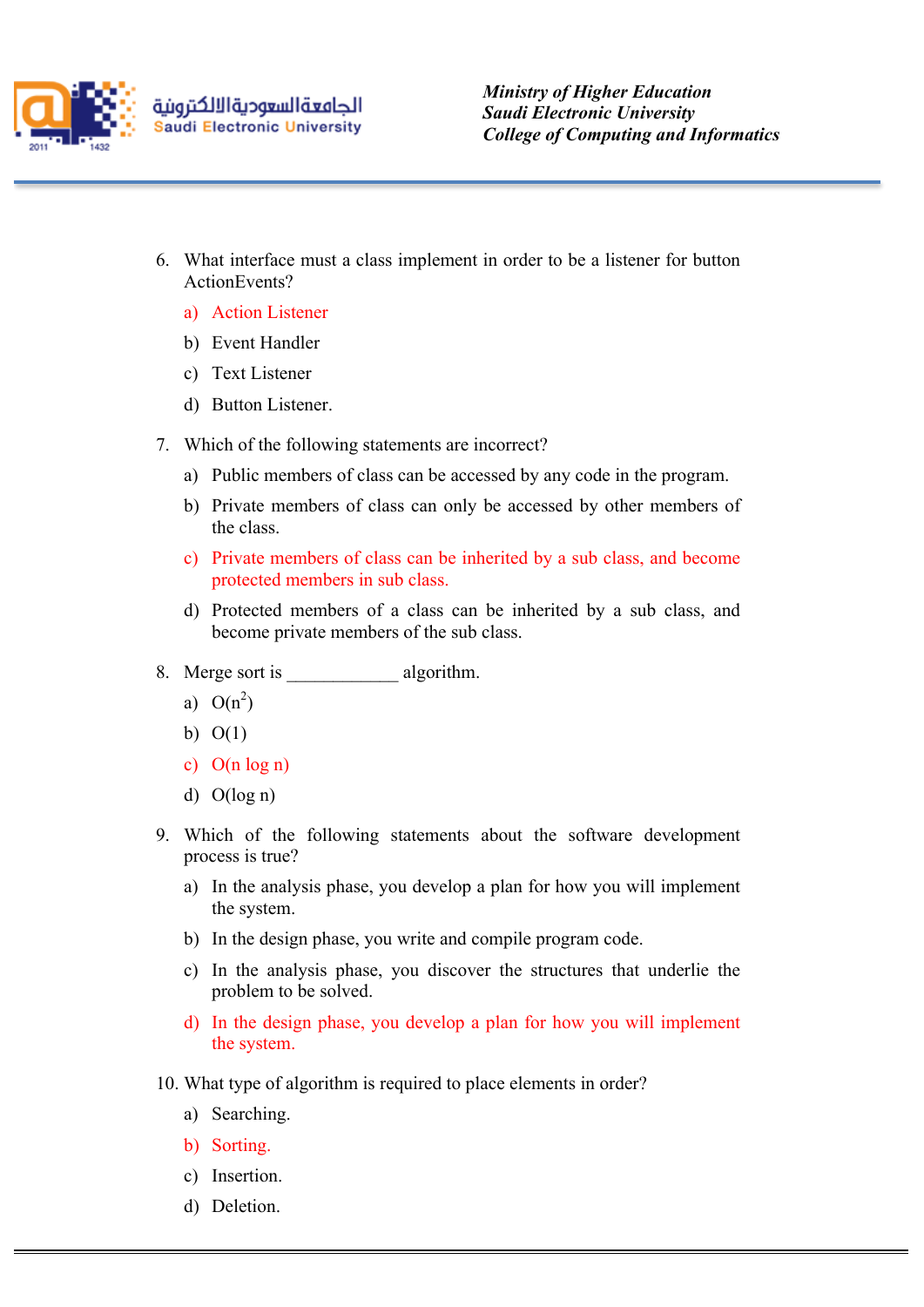6. What interface must a class implement in order to be a listener for button ActionEvents?
   a) Action Listener
   b) Event Handler
   c) Text Listener
   d) Button Listener.

7. Which of the following statements are incorrect?
   a) Public members of class can be accessed by any code in the program.
   b) Private members of class can only be accessed by other members of the class.
   c) Private members of class can be inherited by a sub class, and become protected members in sub class.
   d) Protected members of a class can be inherited by a sub class, and become private members of the sub class.

8. Merge sort is ____________ algorithm.
   a) $O(n^2)$
   b) $O(1)$
   c) $O(n \log n)$
   d) $O(\log n)$

9. Which of the following statements about the software development process is true?
   a) In the analysis phase, you develop a plan for how you will implement the system.
   b) In the design phase, you write and compile program code.
   c) In the analysis phase, you discover the structures that underlie the problem to be solved.
   d) In the design phase, you develop a plan for how you will implement the system.

10. What type of algorithm is required to place elements in order?
    a) Searching.
    b) Sorting.
    c) Insertion.
    d) Deletion.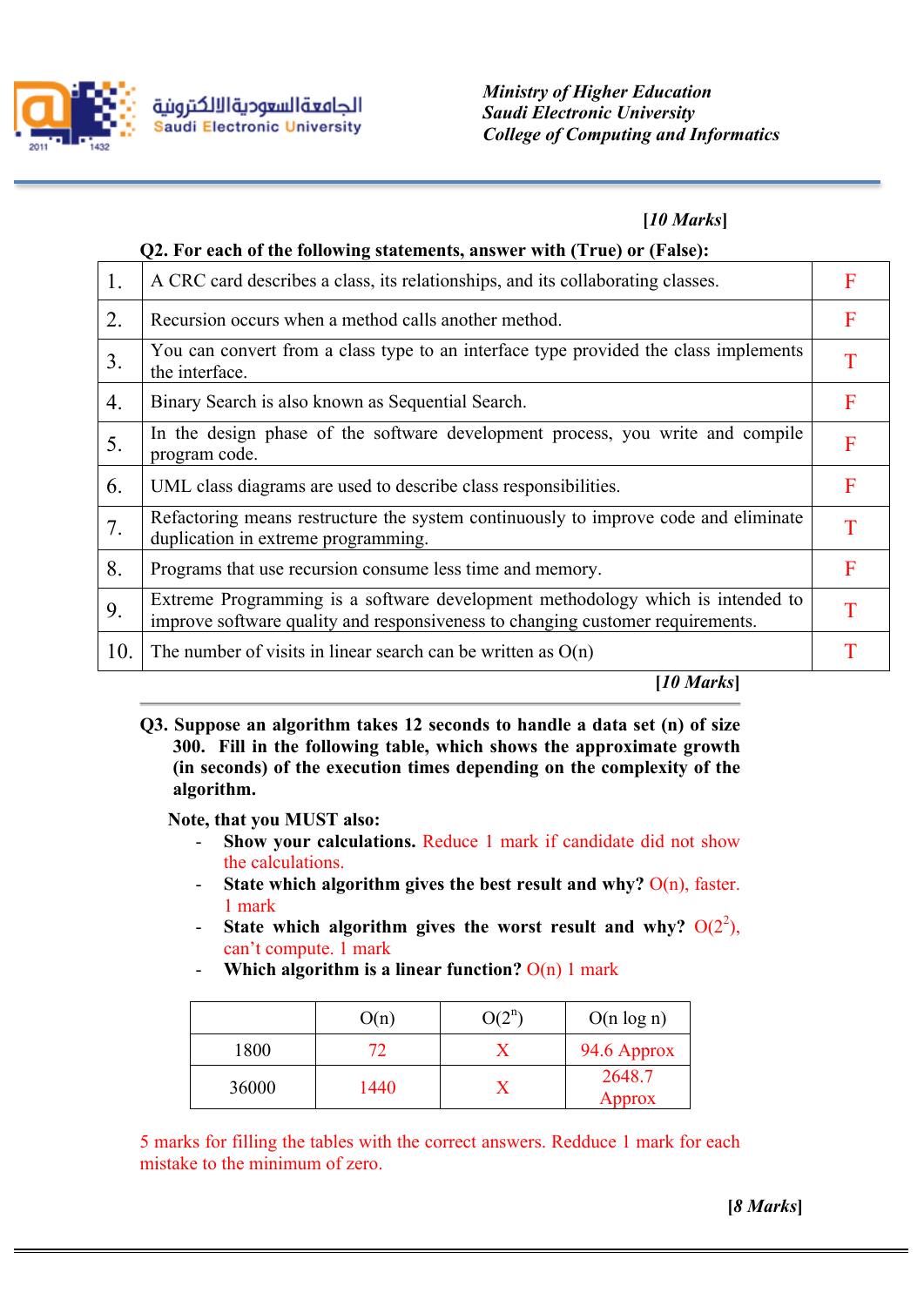[10 Marks]

**Q2. For each of the following statements, answer with (True) or (False):**

| | | |
|---|---|---|
| 1. | A CRC card describes a class, its relationships, and its collaborating classes. | F |
| 2. | Recursion occurs when a method calls another method. | F |
| 3. | You can convert from a class type to an interface type provided the class implements the interface. | T |
| 4. | Binary Search is also known as Sequential Search. | F |
| 5. | In the design phase of the software development process, you write and compile program code. | F |
| 6. | UML class diagrams are used to describe class responsibilities. | F |
| 7. | Refactoring means restructure the system continuously to improve code and eliminate duplication in extreme programming. | T |
| 8. | Programs that use recursion consume less time and memory. | F |
| 9. | Extreme Programming is a software development methodology which is intended to improve software quality and responsiveness to changing customer requirements. | T |
| 10. | The number of visits in linear search can be written as O(n) | T |

[10 Marks]

---

**Q3. Suppose an algorithm takes 12 seconds to handle a data set (n) of size 300. Fill in the following table, which shows the approximate growth (in seconds) of the execution times depending on the complexity of the algorithm.**

**Note, that you MUST also:**

- **Show your calculations.** Reduce 1 mark if candidate did not show the calculations.
- **State which algorithm gives the best result and why?** O(n), faster. 1 mark
- **State which algorithm gives the worst result and why?** $O(2^2)$, can't compute. 1 mark
- **Which algorithm is a linear function?** O(n) 1 mark

| | O(n) | $O(2^n)$ | O(n log n) |
|---|---|---|---|
| 1800 | 72 | X | 94.6 Approx |
| 36000 | 1440 | X | 2648.7 Approx |

5 marks for filling the tables with the correct answers. Redduce 1 mark for each mistake to the minimum of zero.

[8 Marks]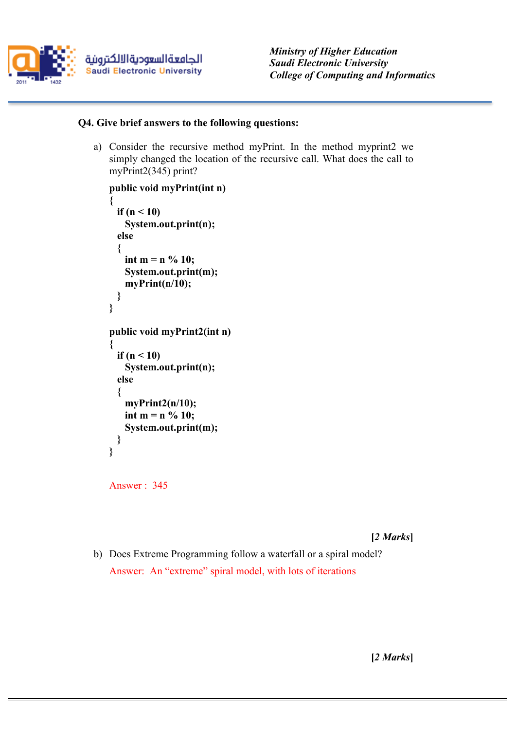**Q4. Give brief answers to the following questions:**

a) Consider the recursive method myPrint. In the method myprint2 we simply changed the location of the recursive call. What does the call to myPrint2(345) print?

```
public void myPrint(int n)
{
  if (n < 10)
    System.out.print(n);
  else
  {
    int m = n % 10;
    System.out.print(m);
    myPrint(n/10);
  }
}

public void myPrint2(int n)
{
  if (n < 10)
    System.out.print(n);
  else
  {
    myPrint2(n/10);
    int m = n % 10;
    System.out.print(m);
  }
}
```

Answer : 345

**[*2 Marks*]**

b) Does Extreme Programming follow a waterfall or a spiral model?

Answer: An "extreme" spiral model, with lots of iterations

**[*2 Marks*]**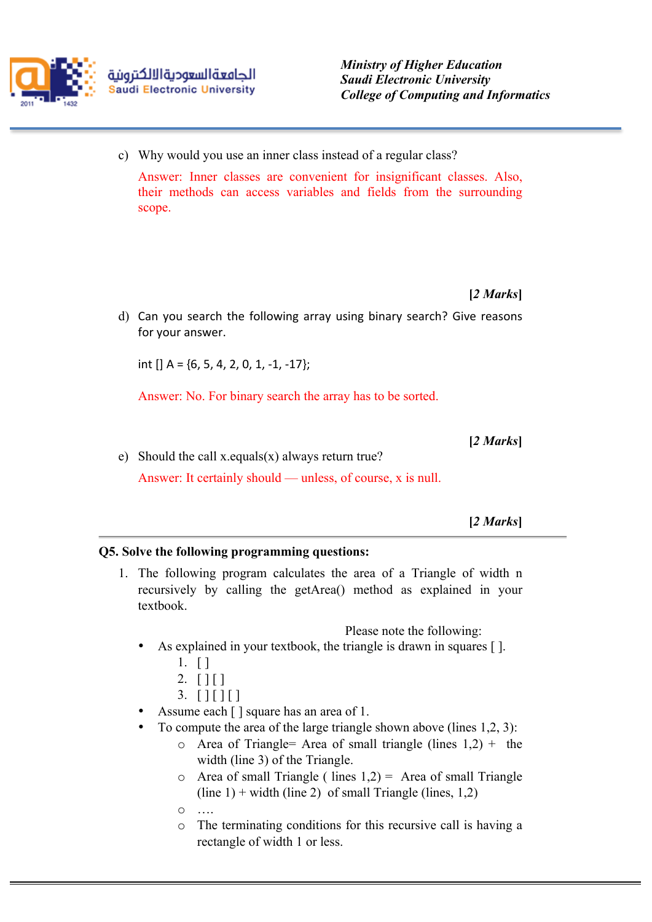c) Why would you use an inner class instead of a regular class?

Answer: Inner classes are convenient for insignificant classes. Also, their methods can access variables and fields from the surrounding scope.

**[2 *Marks*]**

d) Can you search the following array using binary search? Give reasons for your answer.

int [] A = {6, 5, 4, 2, 0, 1, -1, -17};

Answer: No. For binary search the array has to be sorted.

**[2 *Marks*]**

e) Should the call x.equals(x) always return true?

Answer: It certainly should — unless, of course, x is null.

**[2 *Marks*]**

---

**Q5. Solve the following programming questions:**

1. The following program calculates the area of a Triangle of width n recursively by calling the getArea() method as explained in your textbook.

   Please note the following:

   - As explained in your textbook, the triangle is drawn in squares [ ].
     1. [ ]
     2. [ ] [ ]
     3. [ ] [ ] [ ]
   - Assume each [ ] square has an area of 1.
   - To compute the area of the large triangle shown above (lines 1,2, 3):
     - Area of Triangle= Area of small triangle (lines 1,2) + the width (line 3) of the Triangle.
     - Area of small Triangle ( lines 1,2) = Area of small Triangle (line 1) + width (line 2) of small Triangle (lines, 1,2)
     - ….
     - The terminating conditions for this recursive call is having a rectangle of width 1 or less.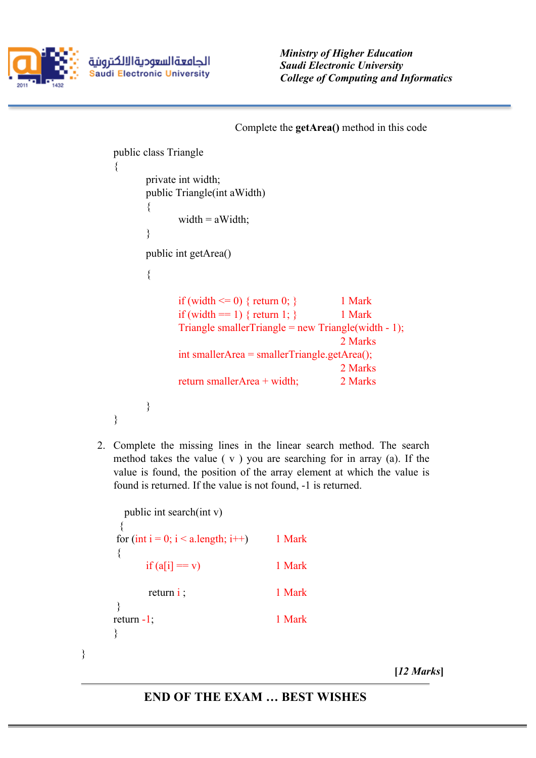Complete the **getArea()** method in this code

```
public class Triangle
{
        private int width;
        public Triangle(int aWidth)
        {
                width = aWidth;
        }

        public int getArea()

        {

                if (width <= 0) { return 0; }            1 Mark
                if (width == 1) { return 1; }            1 Mark
                Triangle smallerTriangle = new Triangle(width - 1);
                                                         2 Marks
                int smallerArea = smallerTriangle.getArea();
                                                         2 Marks
                return smallerArea + width;              2 Marks

        }
}
```

2. Complete the missing lines in the linear search method. The search method takes the value ( v ) you are searching for in array (a). If the value is found, the position of the array element at which the value is found is returned. If the value is not found, -1 is returned.

```
  public int search(int v)
  {
 for (int i = 0; i < a.length; i++)        1 Mark
 {
        if (a[i] == v)                     1 Mark

         return i ;                        1 Mark
 }
return -1;                                 1 Mark
}
}
```

**[*12 Marks*]**

**END OF THE EXAM … BEST WISHES**